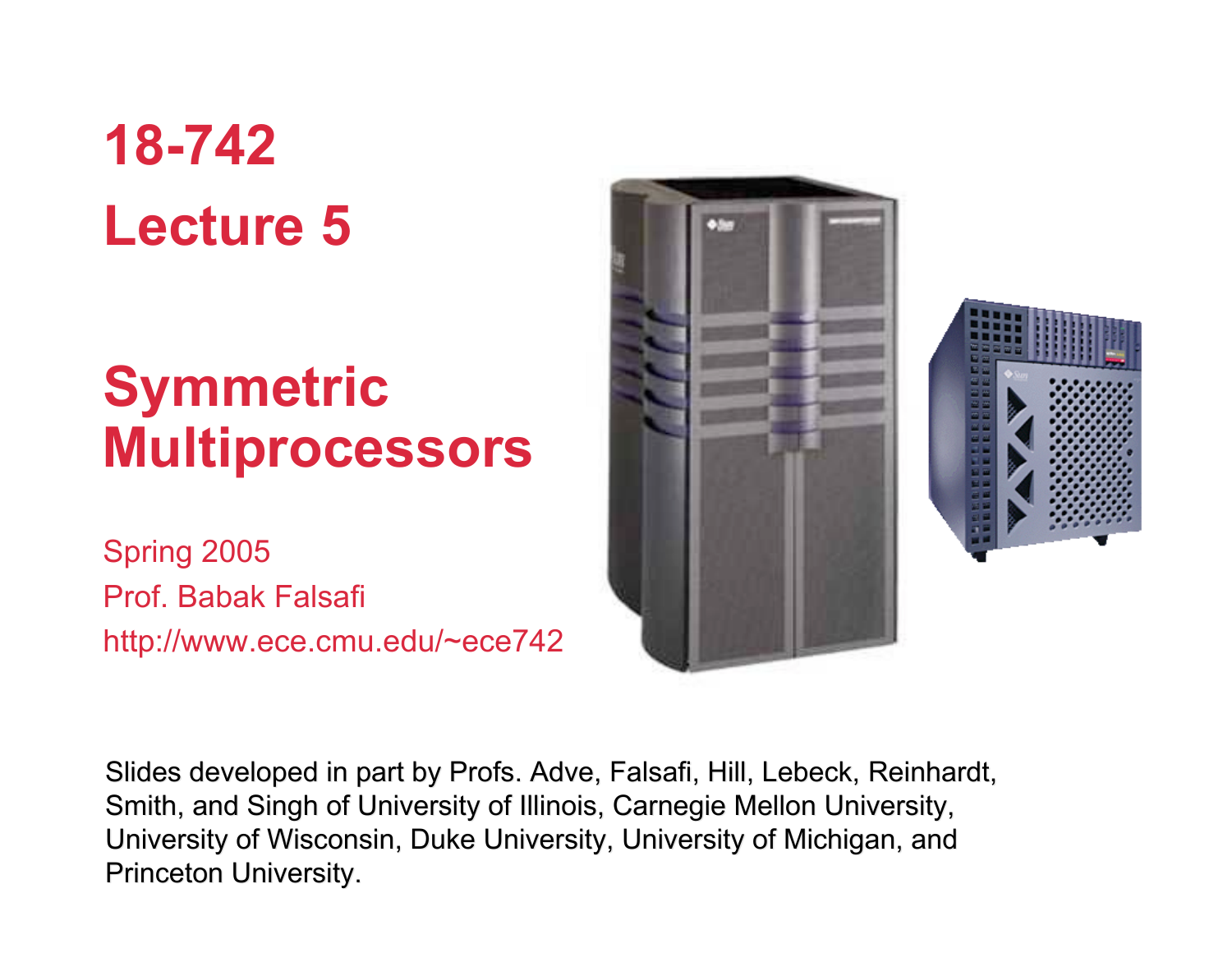# 18-742
# Lecture 5

# Symmetric Multiprocessors

Spring 2005
Prof. Babak Falsafi
http://www.ece.cmu.edu/~ece742

Slides developed in part by Profs. Adve, Falsafi, Hill, Lebeck, Reinhardt, Smith, and Singh of University of Illinois, Carnegie Mellon University, University of Wisconsin, Duke University, University of Michigan, and Princeton University.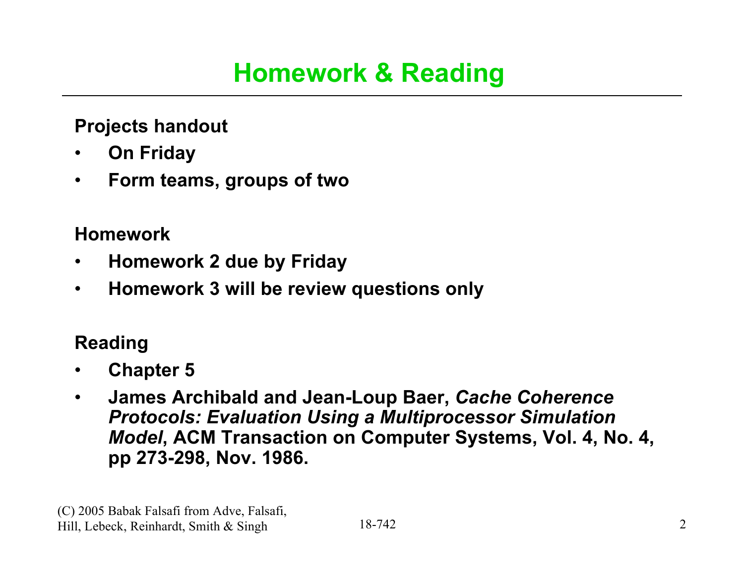# Homework & Reading

**Projects handout**

- **On Friday**
- **Form teams, groups of two**

**Homework**

- **Homework 2 due by Friday**
- **Homework 3 will be review questions only**

**Reading**

- **Chapter 5**
- **James Archibald and Jean-Loup Baer, *Cache Coherence Protocols: Evaluation Using a Multiprocessor Simulation Model*, ACM Transaction on Computer Systems, Vol. 4, No. 4, pp 273-298, Nov. 1986.**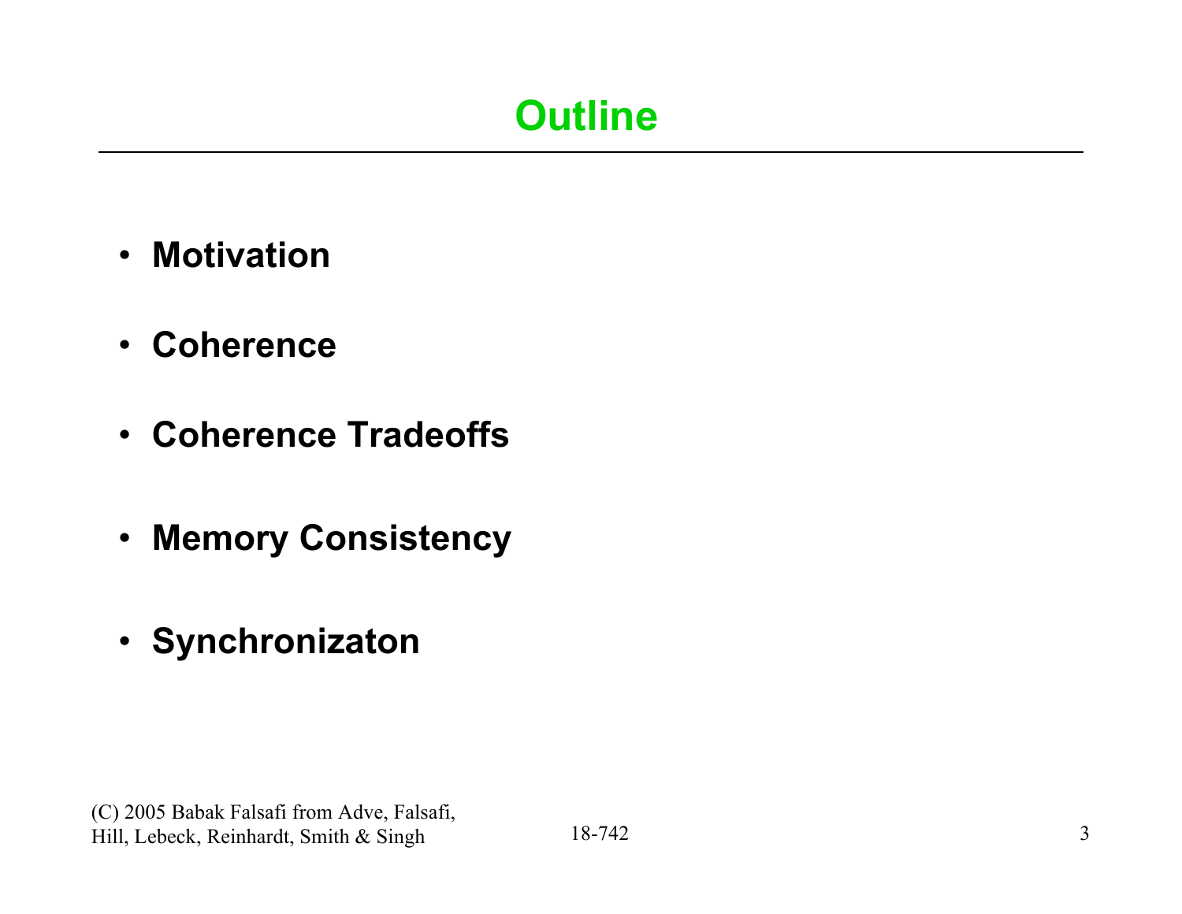# Outline

- **Motivation**
- **Coherence**
- **Coherence Tradeoffs**
- **Memory Consistency**
- **Synchronizaton**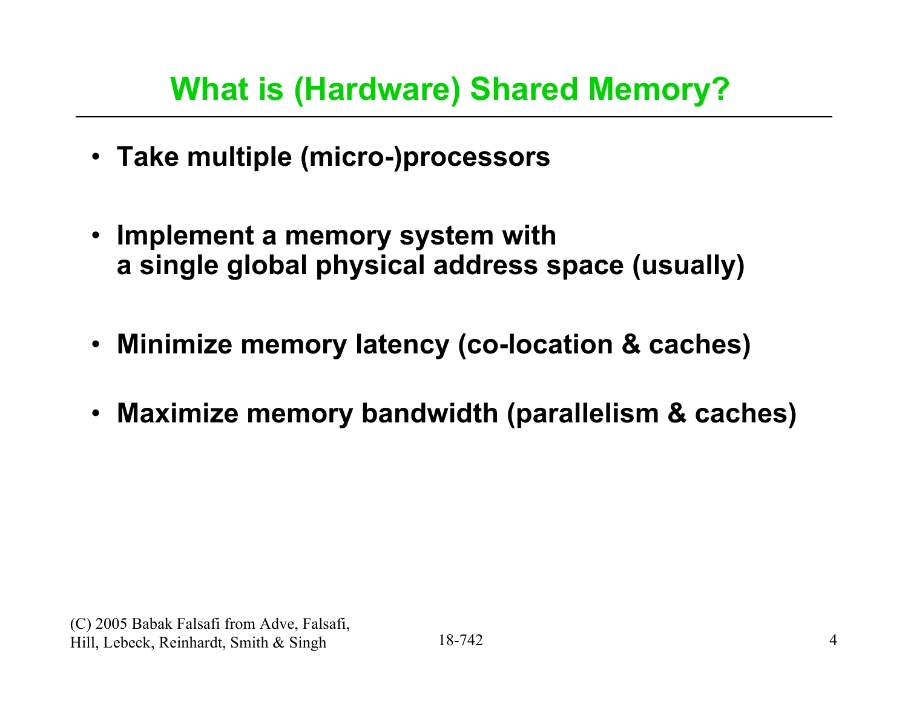# What is (Hardware) Shared Memory?

- **Take multiple (micro-)processors**
- **Implement a memory system with a single global physical address space (usually)**
- **Minimize memory latency (co-location & caches)**
- **Maximize memory bandwidth (parallelism & caches)**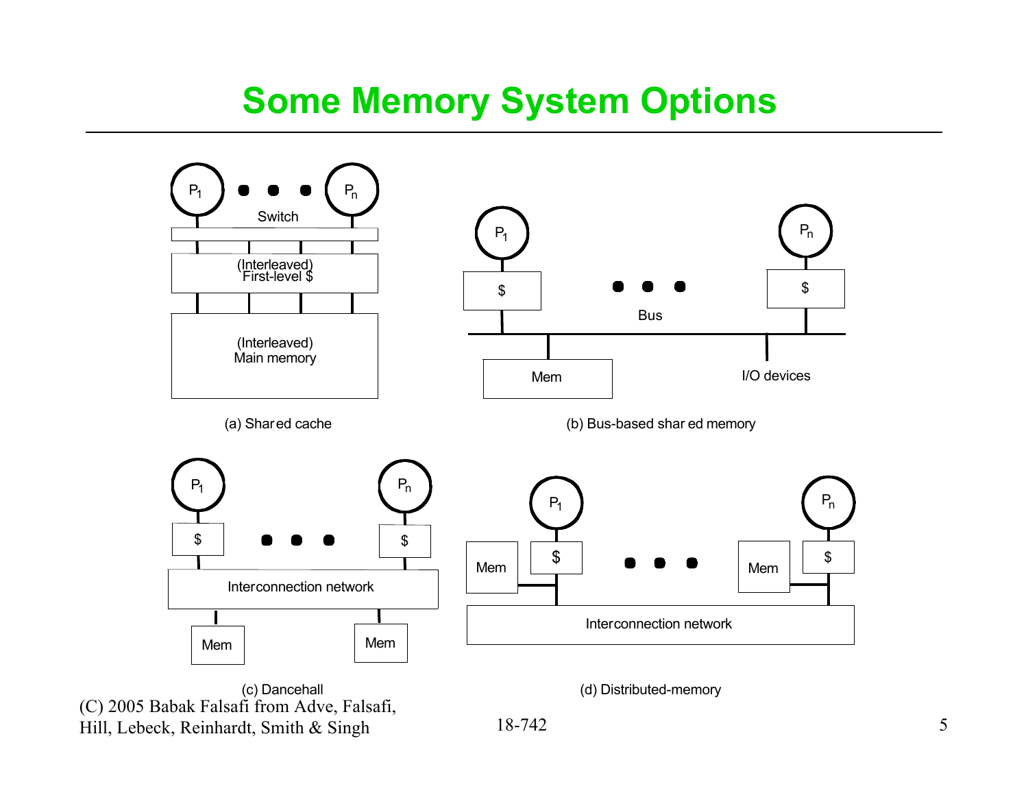# Some Memory System Options

(a) Shared cache

(b) Bus-based shared memory

(c) Dancehall

(d) Distributed-memory

(C) 2005 Babak Falsafi from Adve, Falsafi, Hill, Lebeck, Reinhardt, Smith & Singh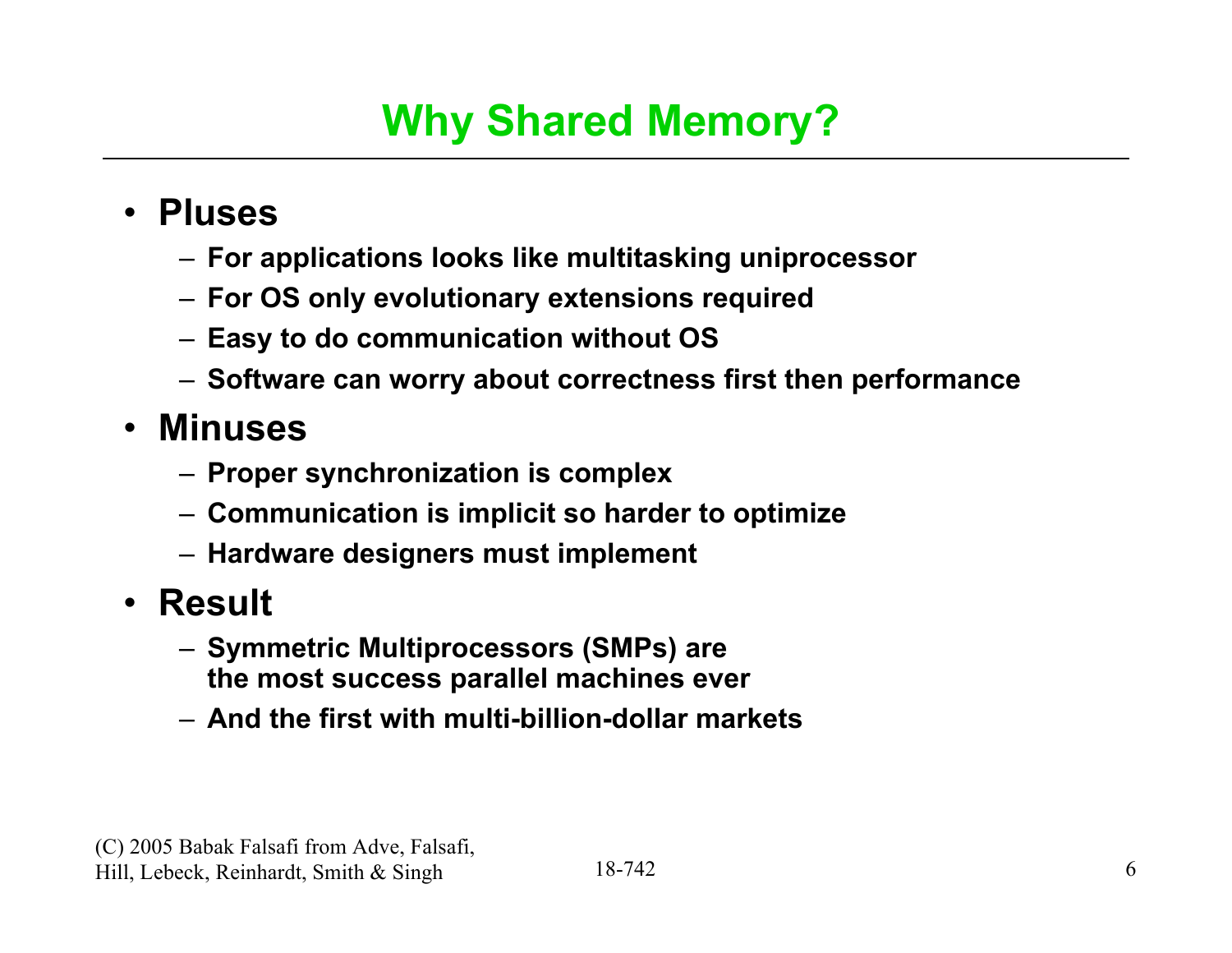# Why Shared Memory?

- **Pluses**
  - **For applications looks like multitasking uniprocessor**
  - **For OS only evolutionary extensions required**
  - **Easy to do communication without OS**
  - **Software can worry about correctness first then performance**
- **Minuses**
  - **Proper synchronization is complex**
  - **Communication is implicit so harder to optimize**
  - **Hardware designers must implement**
- **Result**
  - **Symmetric Multiprocessors (SMPs) are the most success parallel machines ever**
  - **And the first with multi-billion-dollar markets**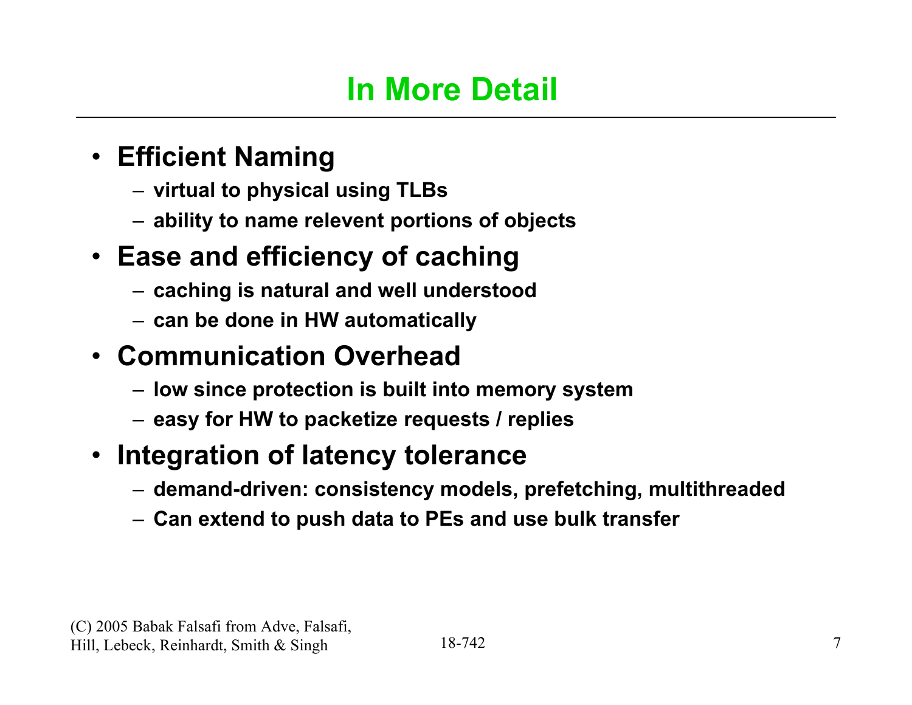# In More Detail

- **Efficient Naming**
  - virtual to physical using TLBs
  - ability to name relevent portions of objects
- **Ease and efficiency of caching**
  - caching is natural and well understood
  - can be done in HW automatically
- **Communication Overhead**
  - low since protection is built into memory system
  - easy for HW to packetize requests / replies
- **Integration of latency tolerance**
  - demand-driven: consistency models, prefetching, multithreaded
  - Can extend to push data to PEs and use bulk transfer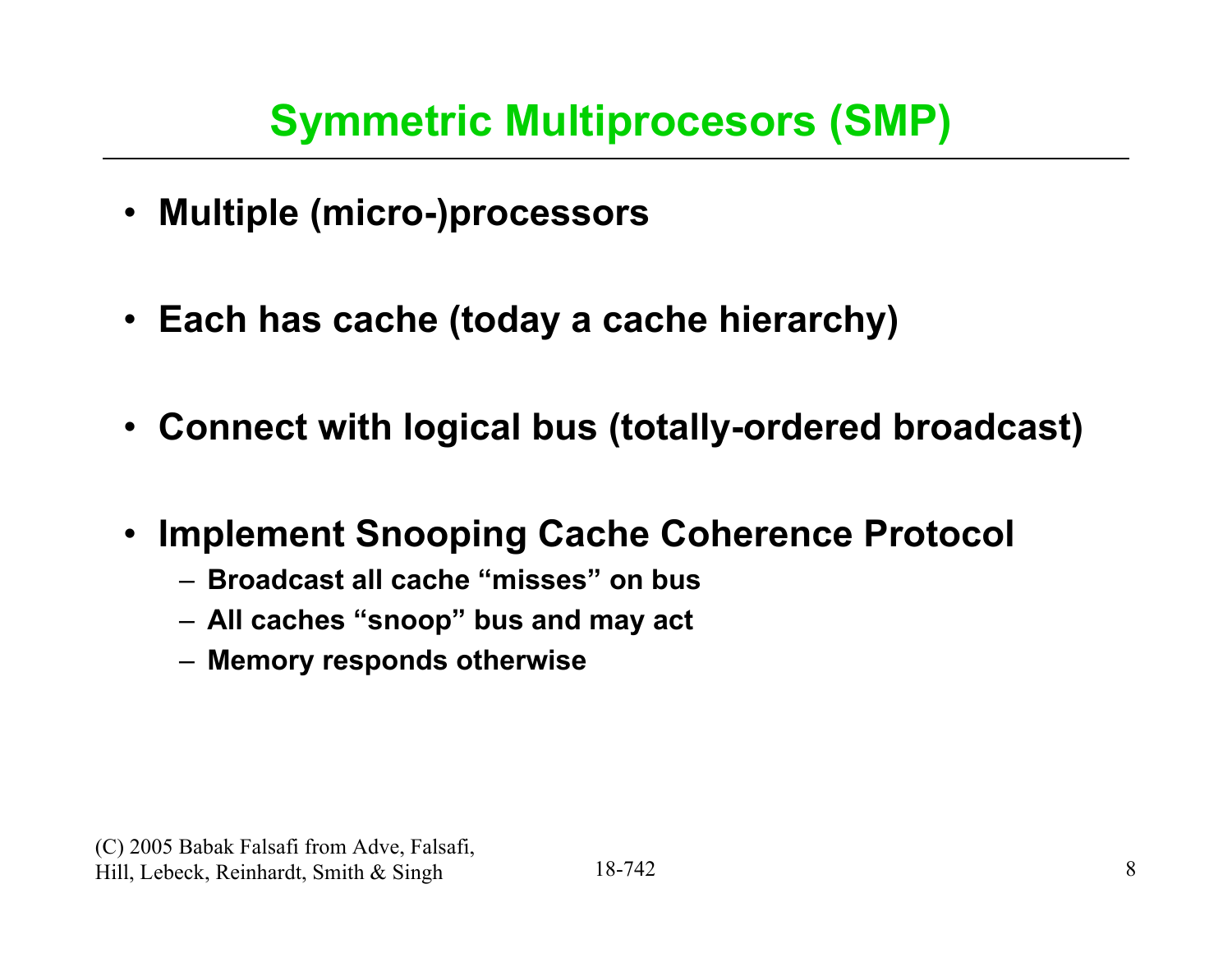# Symmetric Multiprocesors (SMP)

- **Multiple (micro-)processors**
- **Each has cache (today a cache hierarchy)**
- **Connect with logical bus (totally-ordered broadcast)**
- **Implement Snooping Cache Coherence Protocol**
  - **Broadcast all cache “misses” on bus**
  - **All caches “snoop” bus and may act**
  - **Memory responds otherwise**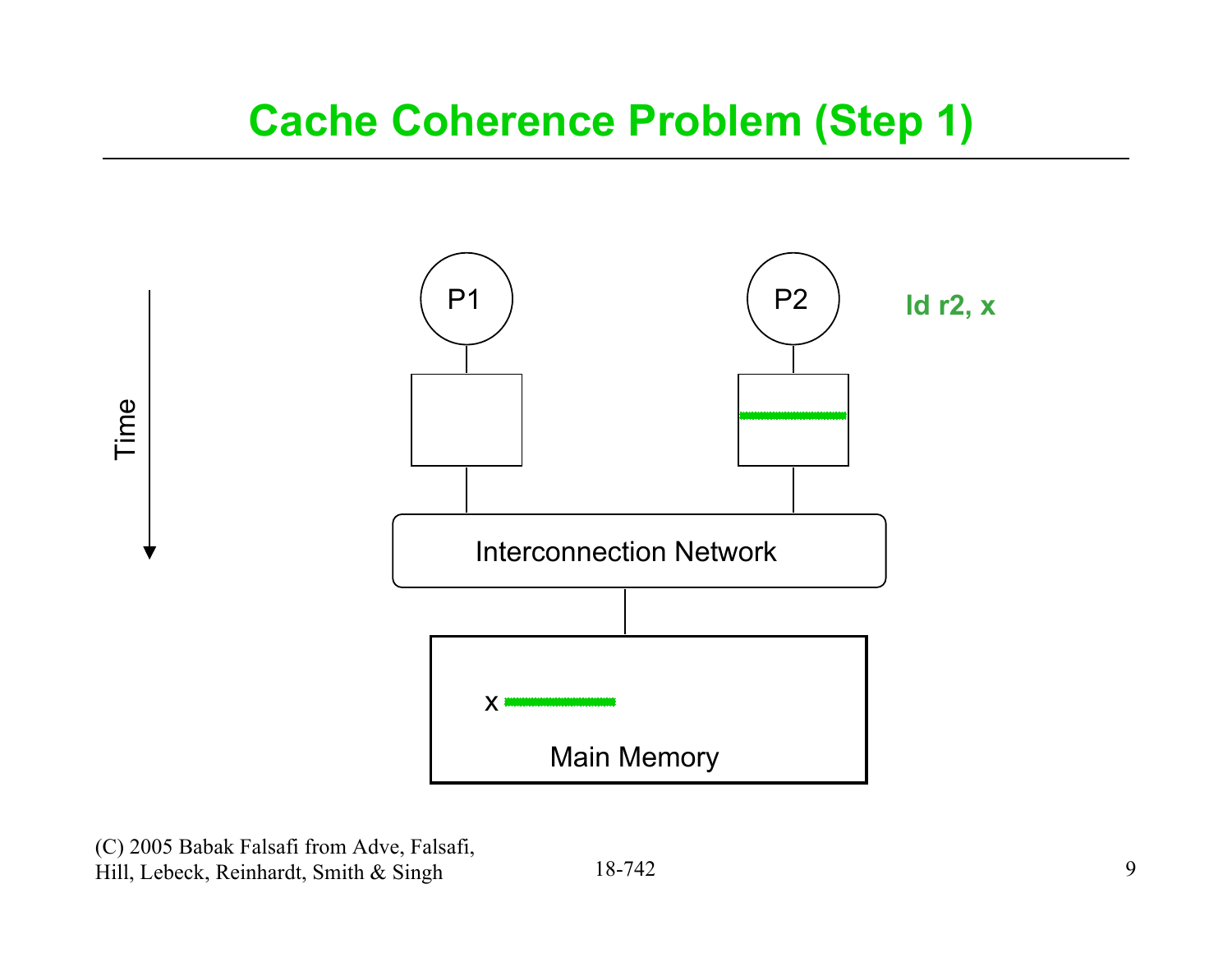# Cache Coherence Problem (Step 1)

Time

P1

P2

**ld r2, x**

Interconnection Network

x

Main Memory

(C) 2005 Babak Falsafi from Adve, Falsafi, Hill, Lebeck, Reinhardt, Smith & Singh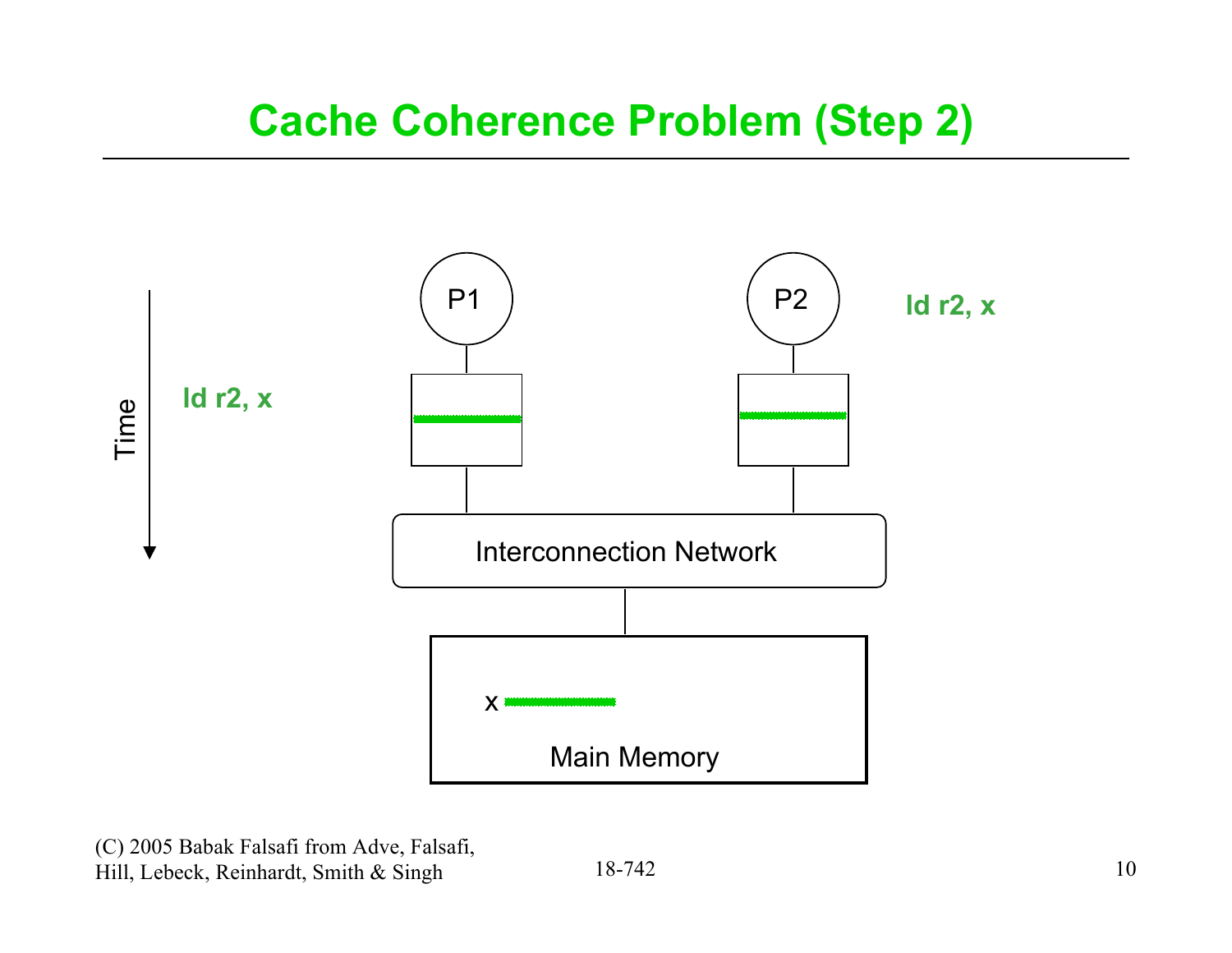# Cache Coherence Problem (Step 2)

Time

ld r2, x

P1

P2

ld r2, x

Interconnection Network

x

Main Memory

(C) 2005 Babak Falsafi from Adve, Falsafi, Hill, Lebeck, Reinhardt, Smith & Singh

18-742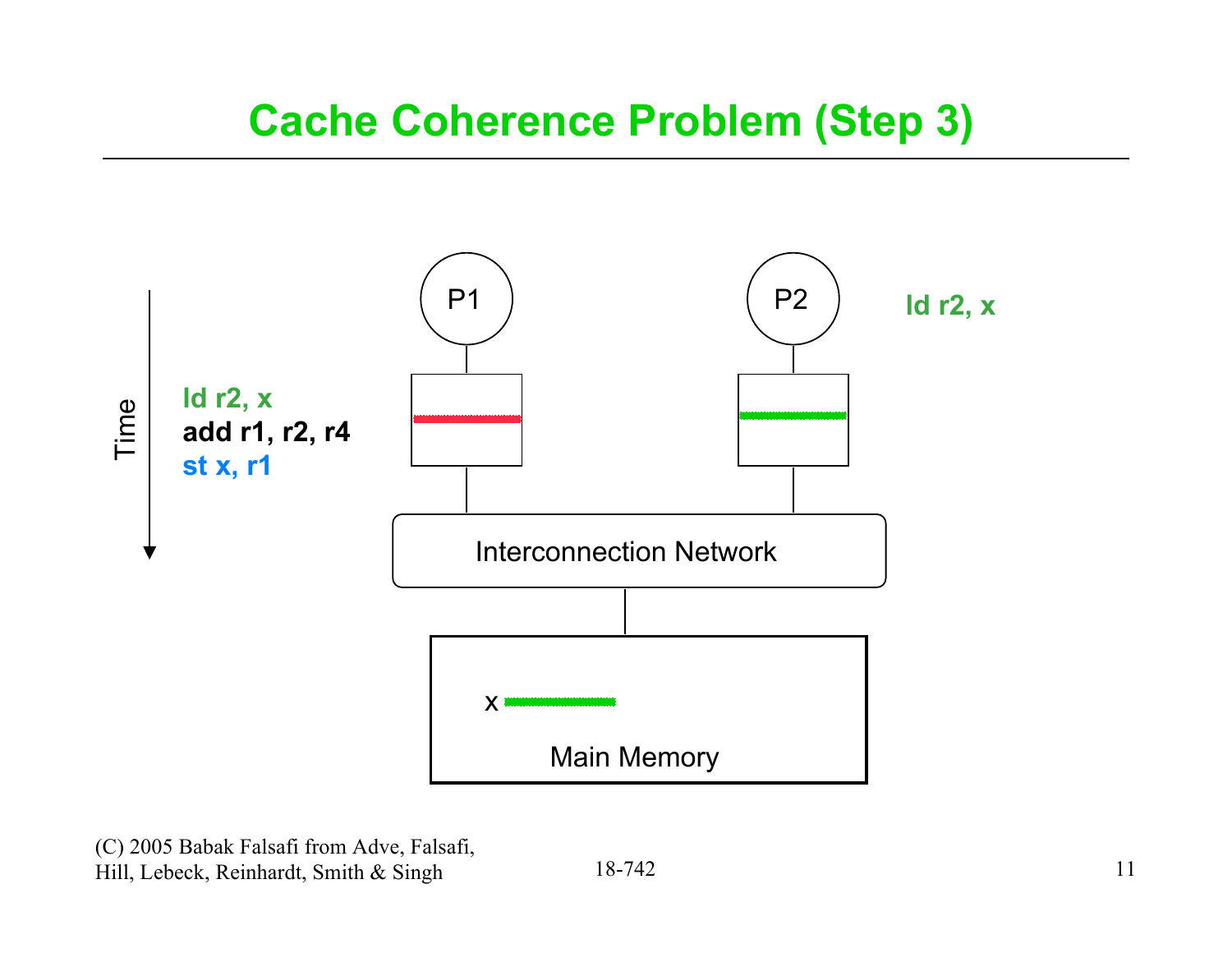# Cache Coherence Problem (Step 3)

Time

ld r2, x
add r1, r2, r4
st x, r1

P1

P2

ld r2, x

Interconnection Network

x

Main Memory

(C) 2005 Babak Falsafi from Adve, Falsafi, Hill, Lebeck, Reinhardt, Smith & Singh

18-742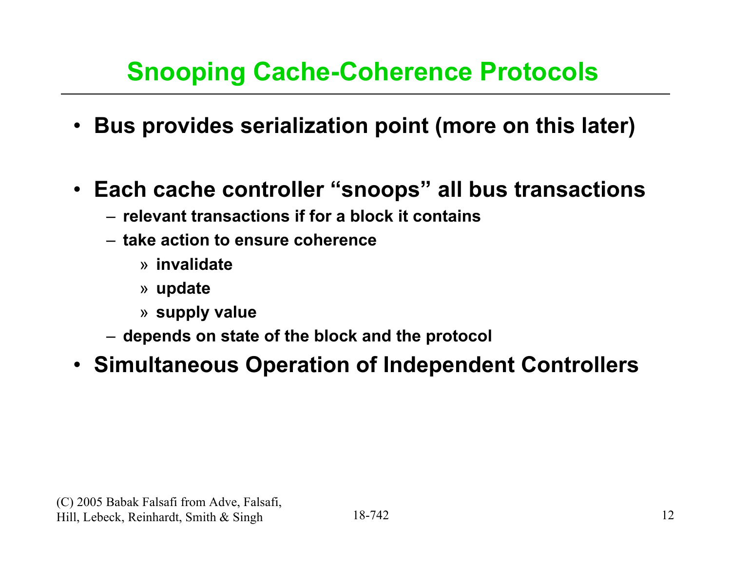# Snooping Cache-Coherence Protocols

- Bus provides serialization point (more on this later)

- Each cache controller "snoops" all bus transactions
  - relevant transactions if for a block it contains
  - take action to ensure coherence
    - » invalidate
    - » update
    - » supply value
  - depends on state of the block and the protocol
- Simultaneous Operation of Independent Controllers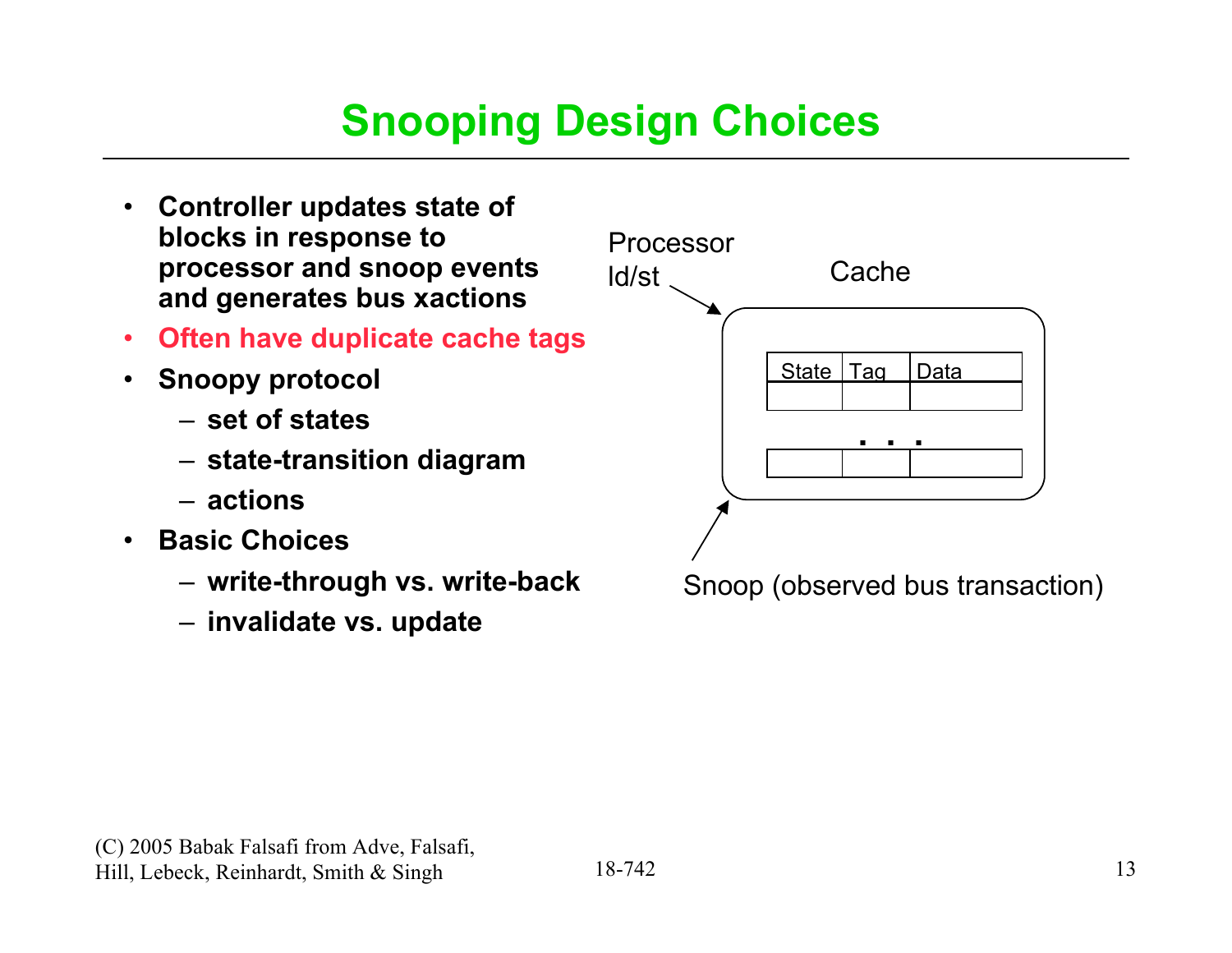# Snooping Design Choices

- Controller updates state of blocks in response to processor and snoop events and generates bus xactions
- Often have duplicate cache tags
- Snoopy protocol
  - set of states
  - state-transition diagram
  - actions
- Basic Choices
  - write-through vs. write-back
  - invalidate vs. update

Processor ld/st

Cache

| State | Tag | Data |
|---|---|---|
| | | |
| . . . | | |
| | | |

Snoop (observed bus transaction)

(C) 2005 Babak Falsafi from Adve, Falsafi, Hill, Lebeck, Reinhardt, Smith & Singh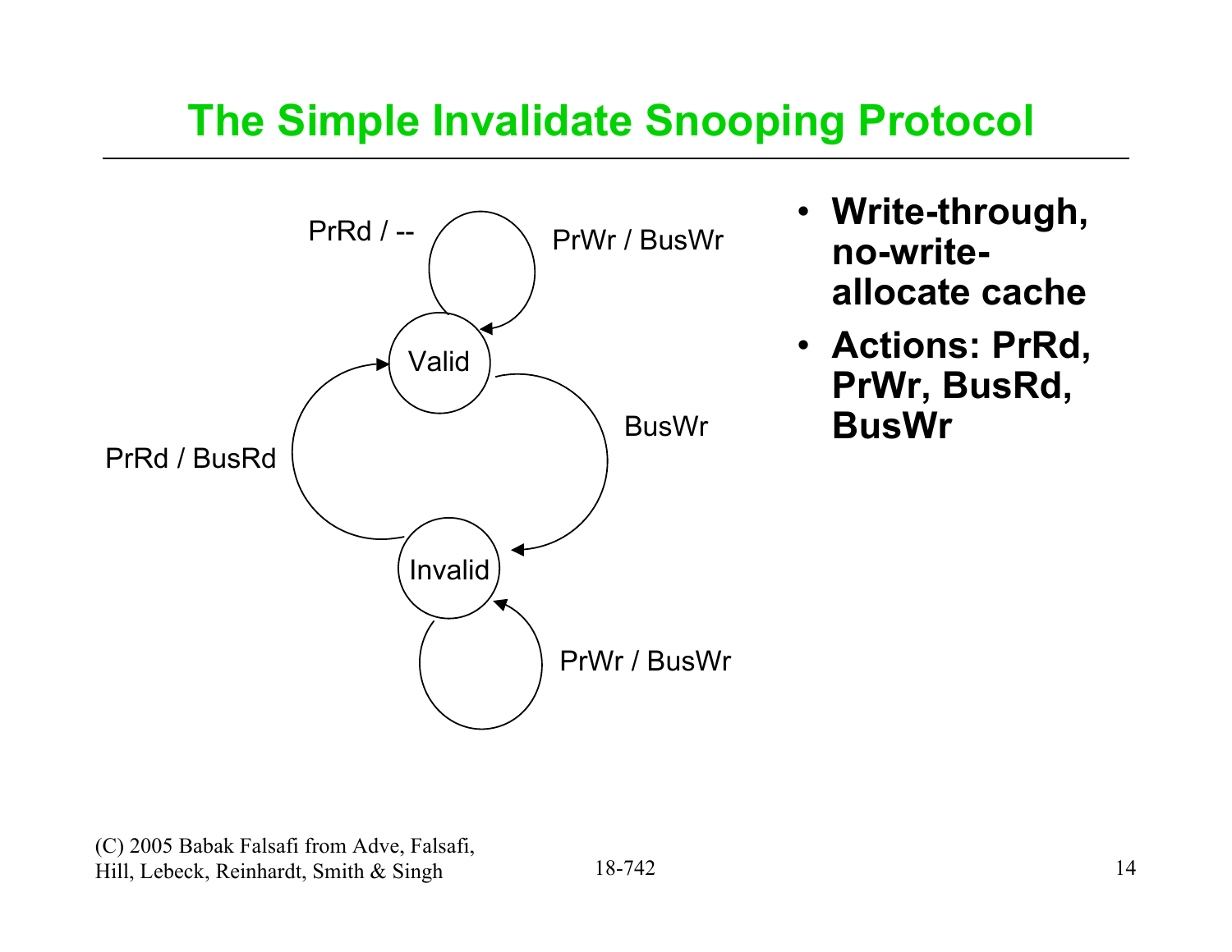# The Simple Invalidate Snooping Protocol

- Valid: PrRd / -- (self-loop)
- Valid: PrWr / BusWr (self-loop)
- Valid → Invalid: BusWr
- Invalid → Valid: PrRd / BusRd
- Invalid: PrWr / BusWr (self-loop)

- **Write-through, no-write-allocate cache**
- **Actions: PrRd, PrWr, BusRd, BusWr**

(C) 2005 Babak Falsafi from Adve, Falsafi, Hill, Lebeck, Reinhardt, Smith & Singh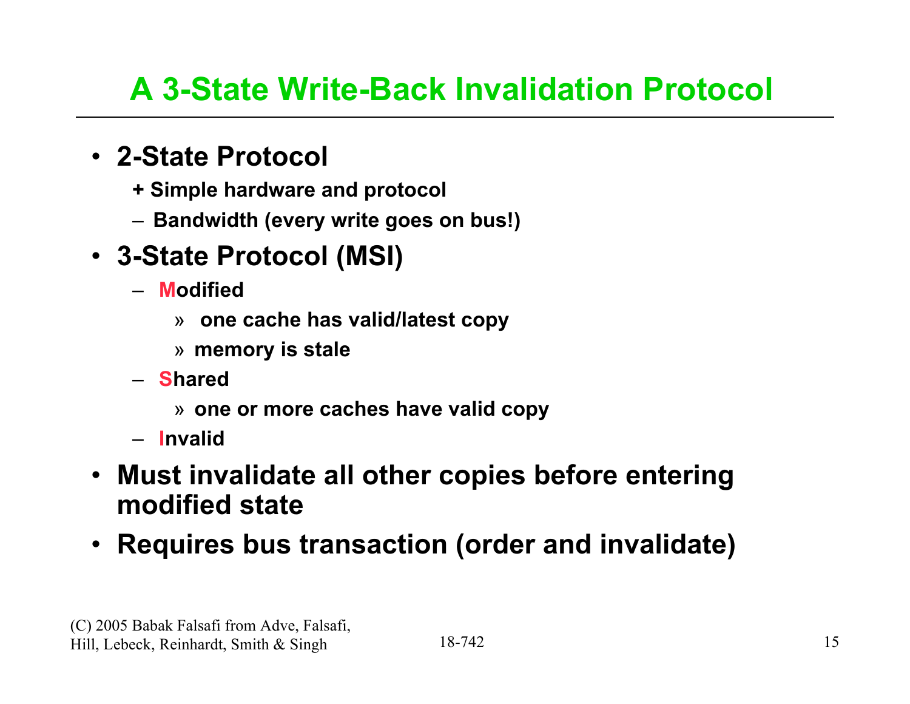# A 3-State Write-Back Invalidation Protocol

- **2-State Protocol**
  - **+ Simple hardware and protocol**
  - **– Bandwidth (every write goes on bus!)**
- **3-State Protocol (MSI)**
  - **Modified**
    - » **one cache has valid/latest copy**
    - » **memory is stale**
  - **Shared**
    - » **one or more caches have valid copy**
  - **Invalid**
- **Must invalidate all other copies before entering modified state**
- **Requires bus transaction (order and invalidate)**

(C) 2005 Babak Falsafi from Adve, Falsafi, Hill, Lebeck, Reinhardt, Smith & Singh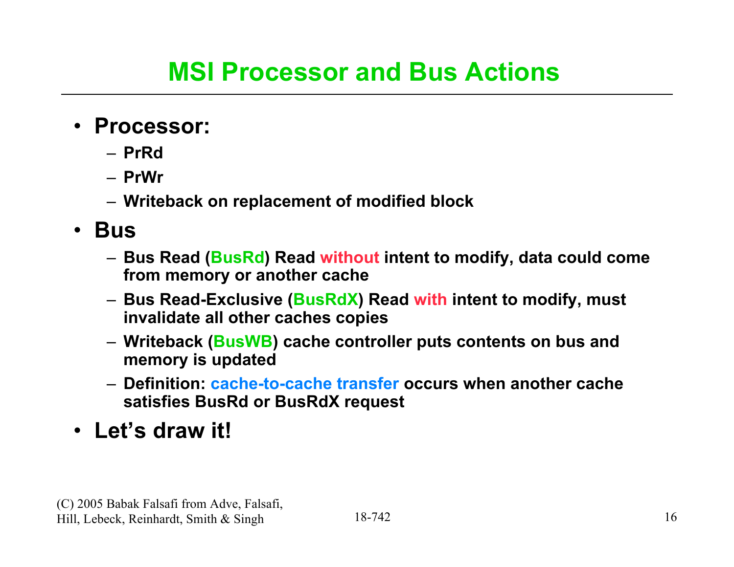# MSI Processor and Bus Actions

- **Processor:**
  - **PrRd**
  - **PrWr**
  - **Writeback on replacement of modified block**
- **Bus**
  - **Bus Read (BusRd) Read without intent to modify, data could come from memory or another cache**
  - **Bus Read-Exclusive (BusRdX) Read with intent to modify, must invalidate all other caches copies**
  - **Writeback (BusWB) cache controller puts contents on bus and memory is updated**
  - **Definition: cache-to-cache transfer occurs when another cache satisfies BusRd or BusRdX request**
- **Let's draw it!**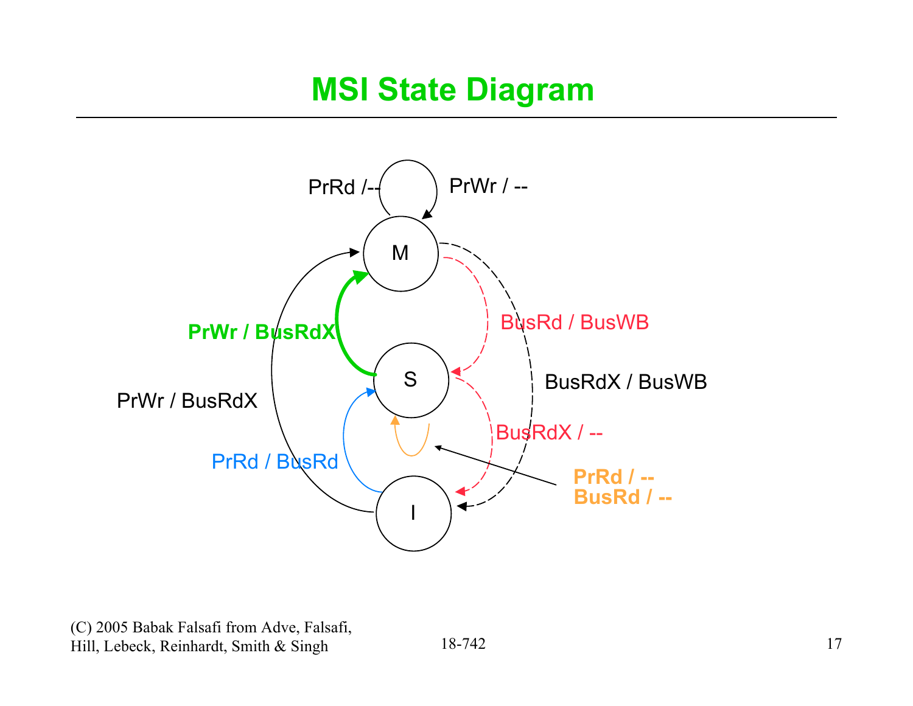# MSI State Diagram

PrRd /-- PrWr / --

M

PrWr / BusRdX

BusRd / BusWB

S

BusRdX / BusWB

PrWr / BusRdX

BusRdX / --

PrRd / BusRd

PrRd / --
BusRd / --

I

(C) 2005 Babak Falsafi from Adve, Falsafi, Hill, Lebeck, Reinhardt, Smith & Singh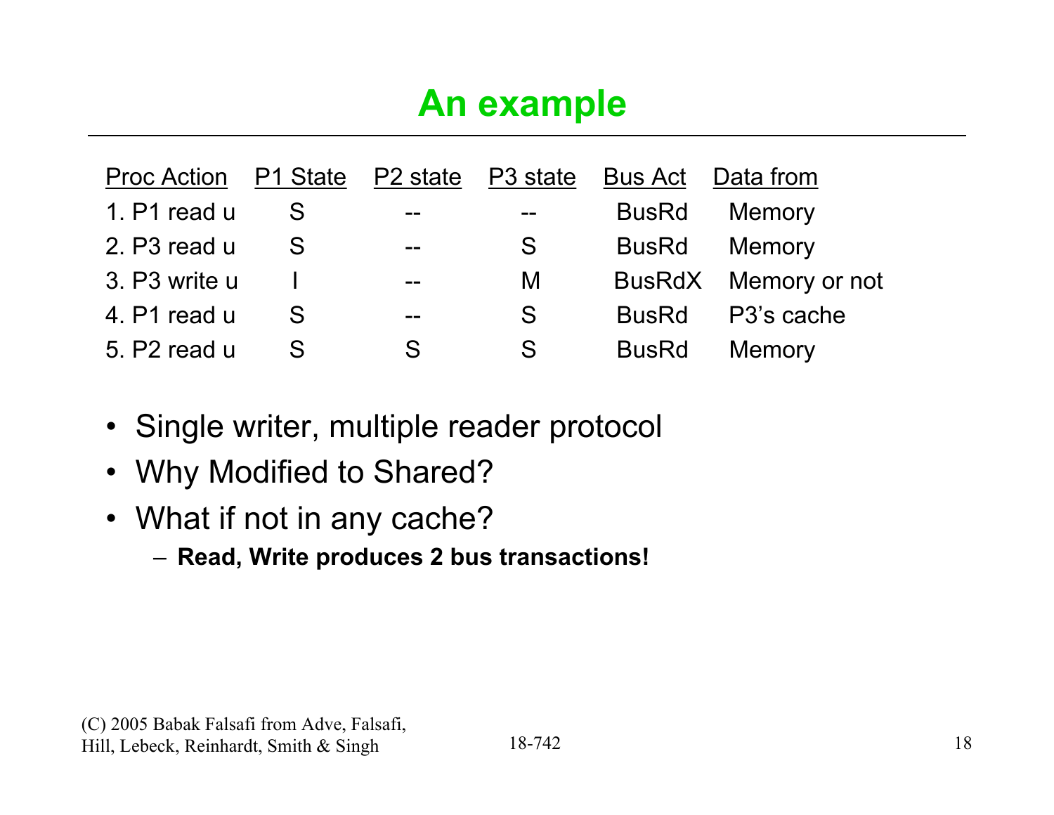# An example

| Proc Action | P1 State | P2 state | P3 state | Bus Act | Data from |
|---|---|---|---|---|---|
| 1. P1 read u | S | -- | -- | BusRd | Memory |
| 2. P3 read u | S | -- | S | BusRd | Memory |
| 3. P3 write u | I | -- | M | BusRdX | Memory or not |
| 4. P1 read u | S | -- | S | BusRd | P3's cache |
| 5. P2 read u | S | S | S | BusRd | Memory |

- Single writer, multiple reader protocol
- Why Modified to Shared?
- What if not in any cache?
  - **Read, Write produces 2 bus transactions!**

(C) 2005 Babak Falsafi from Adve, Falsafi, Hill, Lebeck, Reinhardt, Smith & Singh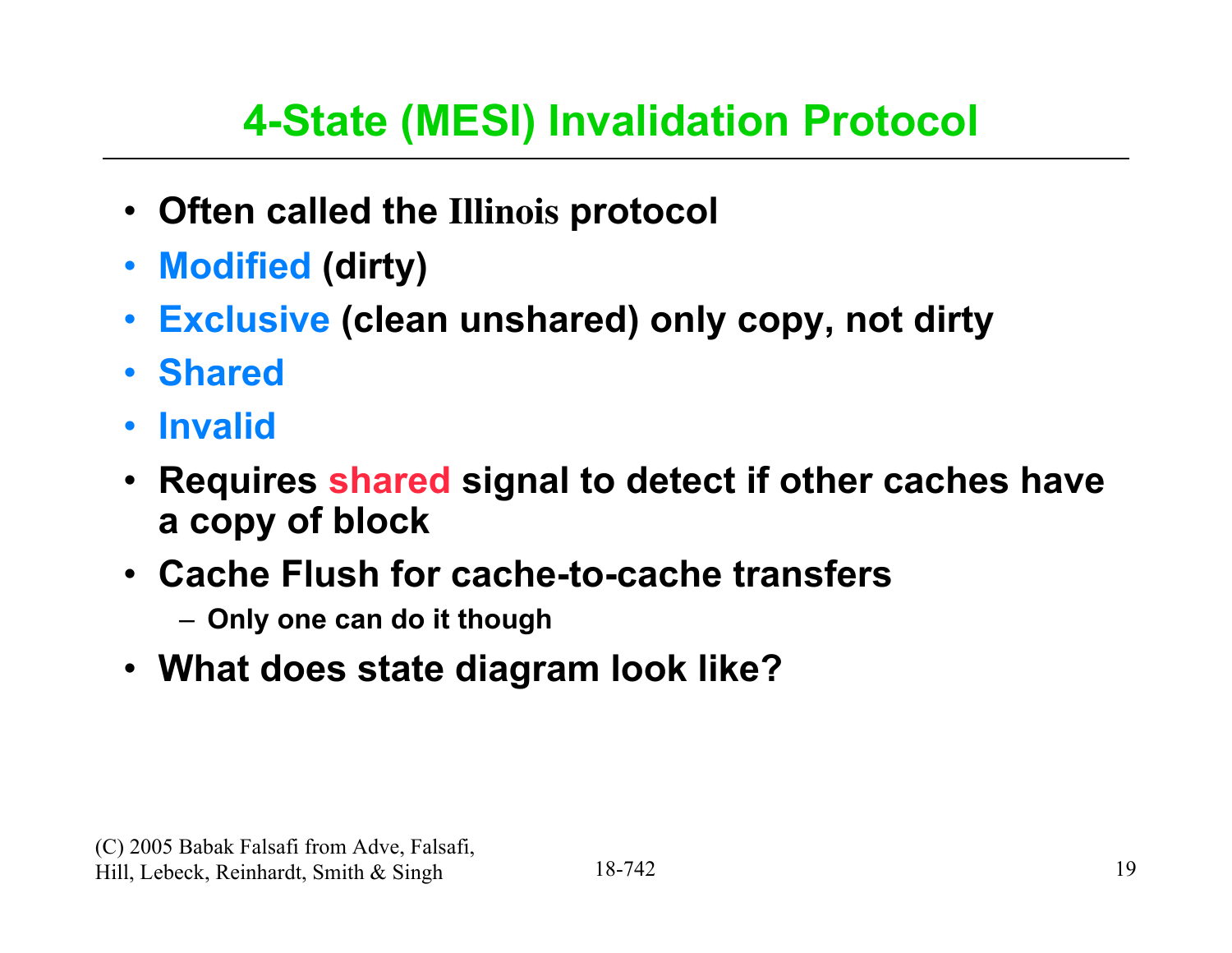# 4-State (MESI) Invalidation Protocol

- Often called the Illinois protocol
- Modified (dirty)
- Exclusive (clean unshared) only copy, not dirty
- Shared
- Invalid
- Requires shared signal to detect if other caches have a copy of block
- Cache Flush for cache-to-cache transfers
  - Only one can do it though
- What does state diagram look like?

(C) 2005 Babak Falsafi from Adve, Falsafi, Hill, Lebeck, Reinhardt, Smith & Singh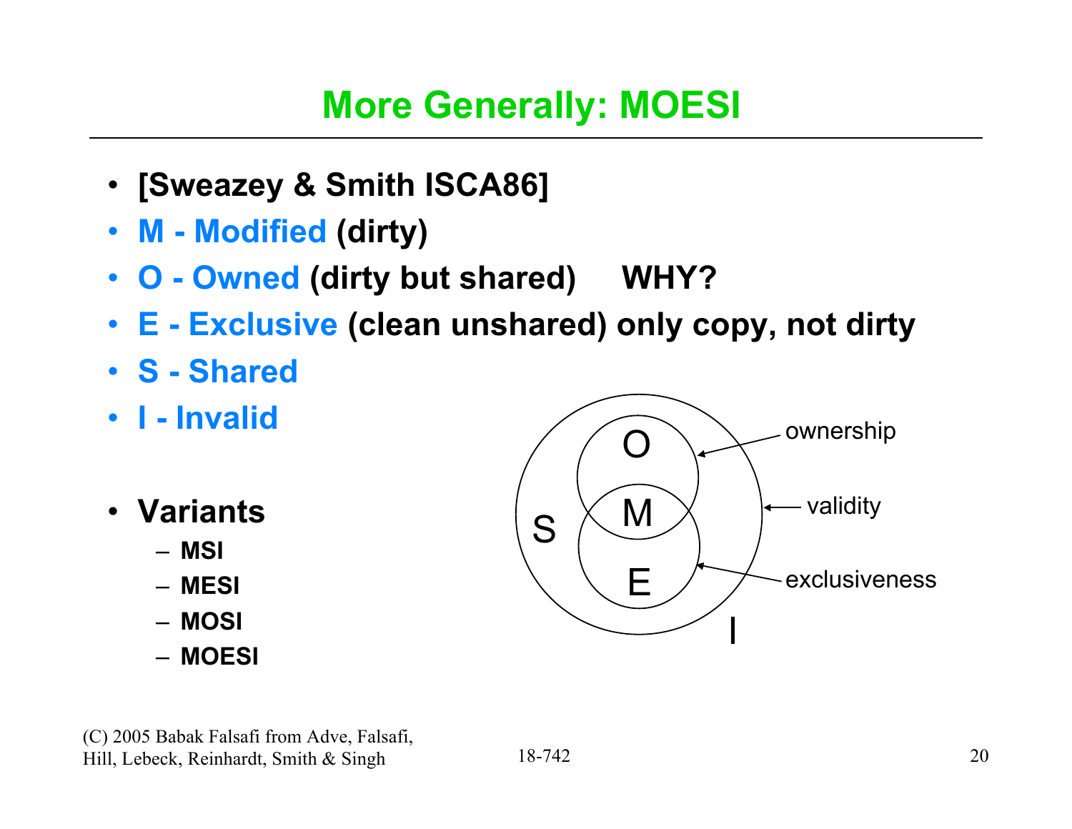# More Generally: MOESI

- **[Sweazey & Smith ISCA86]**
- **M - Modified (dirty)**
- **O - Owned (dirty but shared) WHY?**
- **E - Exclusive (clean unshared) only copy, not dirty**
- **S - Shared**
- **I - Invalid**

- **Variants**
  - **MSI**
  - **MESI**
  - **MOSI**
  - **MOESI**

O, M, E, S, I — ownership, validity, exclusiveness

(C) 2005 Babak Falsafi from Adve, Falsafi, Hill, Lebeck, Reinhardt, Smith & Singh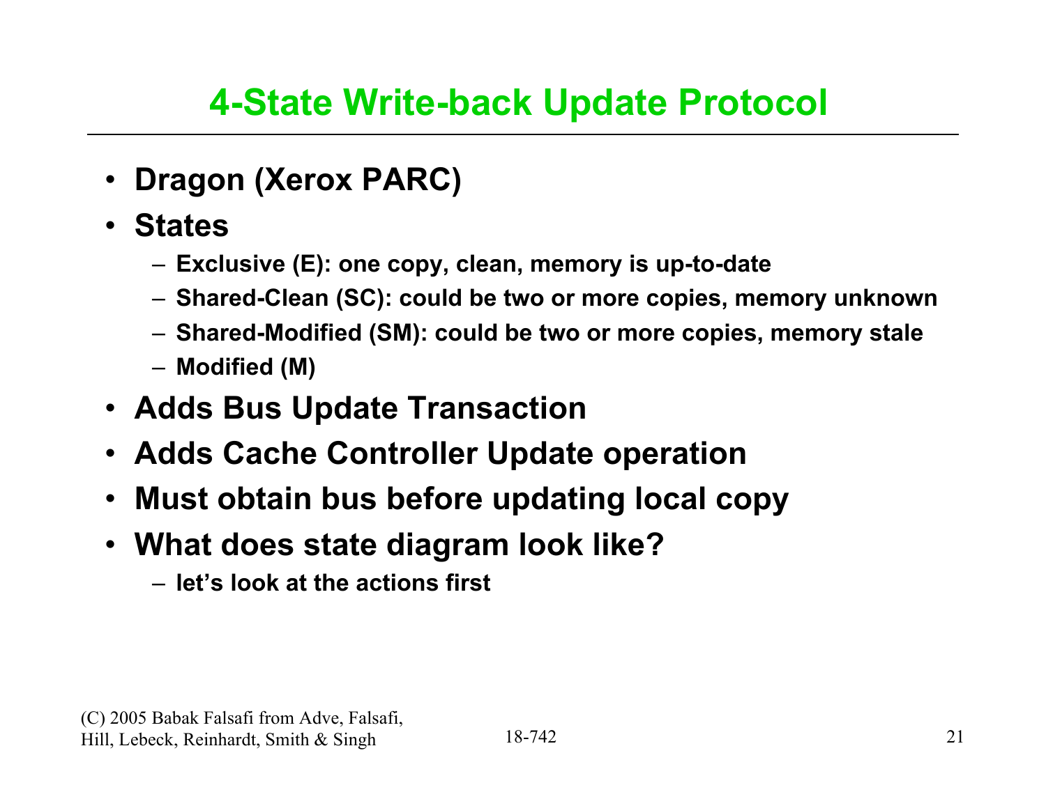# 4-State Write-back Update Protocol

- **Dragon (Xerox PARC)**
- **States**
  - **Exclusive (E): one copy, clean, memory is up-to-date**
  - **Shared-Clean (SC): could be two or more copies, memory unknown**
  - **Shared-Modified (SM): could be two or more copies, memory stale**
  - **Modified (M)**
- **Adds Bus Update Transaction**
- **Adds Cache Controller Update operation**
- **Must obtain bus before updating local copy**
- **What does state diagram look like?**
  - **let's look at the actions first**

(C) 2005 Babak Falsafi from Adve, Falsafi, Hill, Lebeck, Reinhardt, Smith & Singh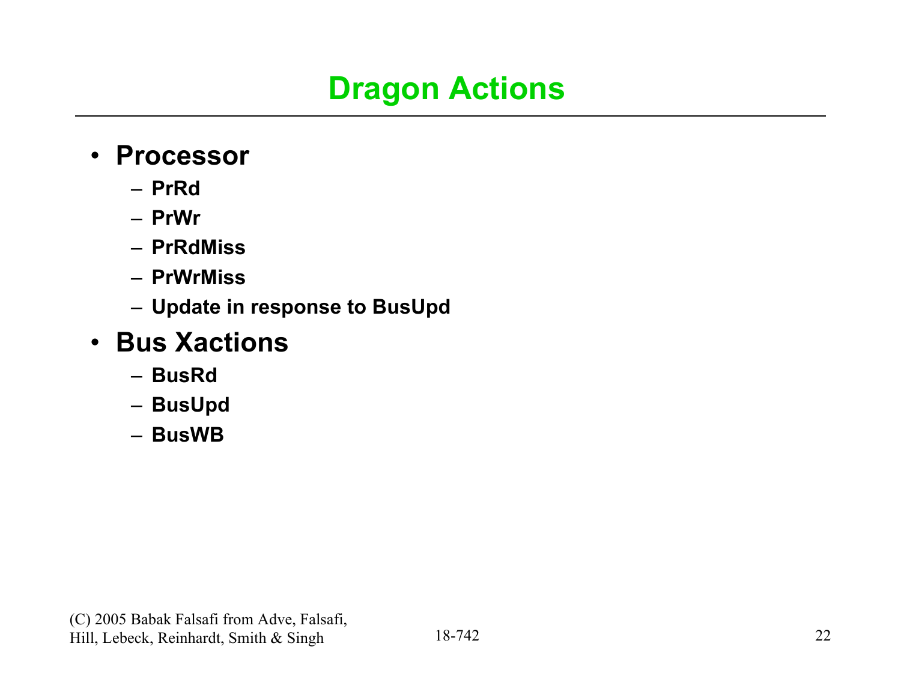# Dragon Actions

- **Processor**
  - **PrRd**
  - **PrWr**
  - **PrRdMiss**
  - **PrWrMiss**
  - **Update in response to BusUpd**
- **Bus Xactions**
  - **BusRd**
  - **BusUpd**
  - **BusWB**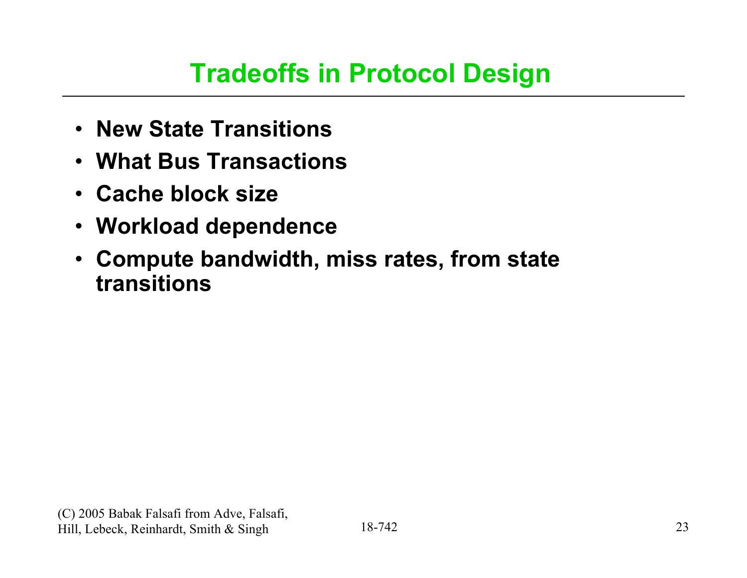# Tradeoffs in Protocol Design

- **New State Transitions**
- **What Bus Transactions**
- **Cache block size**
- **Workload dependence**
- **Compute bandwidth, miss rates, from state transitions**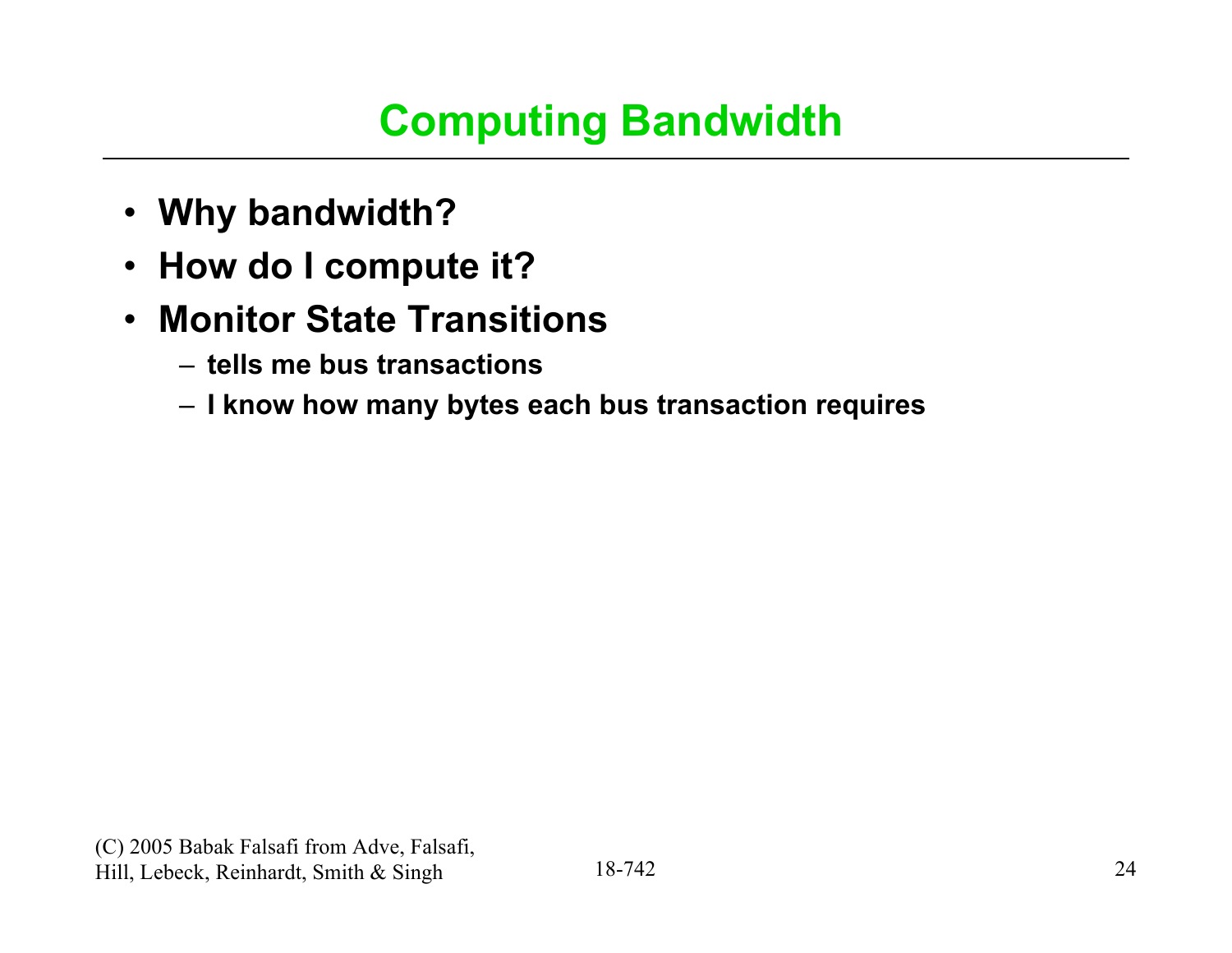# Computing Bandwidth

- **Why bandwidth?**
- **How do I compute it?**
- **Monitor State Transitions**
  - **tells me bus transactions**
  - **I know how many bytes each bus transaction requires**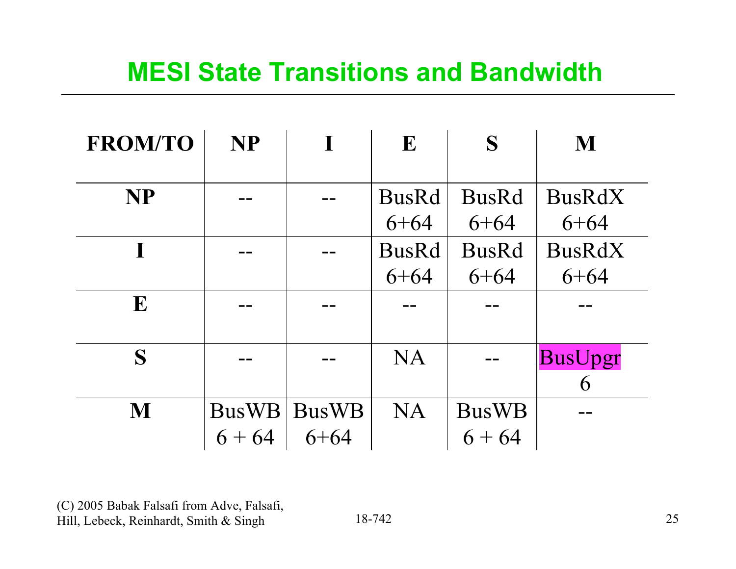# MESI State Transitions and Bandwidth

| FROM/TO | NP | I | E | S | M |
|---|---|---|---|---|---|
| **NP** | -- | -- | BusRd 6+64 | BusRd 6+64 | BusRdX 6+64 |
| **I** | -- | -- | BusRd 6+64 | BusRd 6+64 | BusRdX 6+64 |
| **E** | -- | -- | -- | -- | -- |
| **S** | -- | -- | NA | -- | BusUpgr 6 |
| **M** | BusWB 6 + 64 | BusWB 6+64 | NA | BusWB 6 + 64 | -- |

(C) 2005 Babak Falsafi from Adve, Falsafi, Hill, Lebeck, Reinhardt, Smith & Singh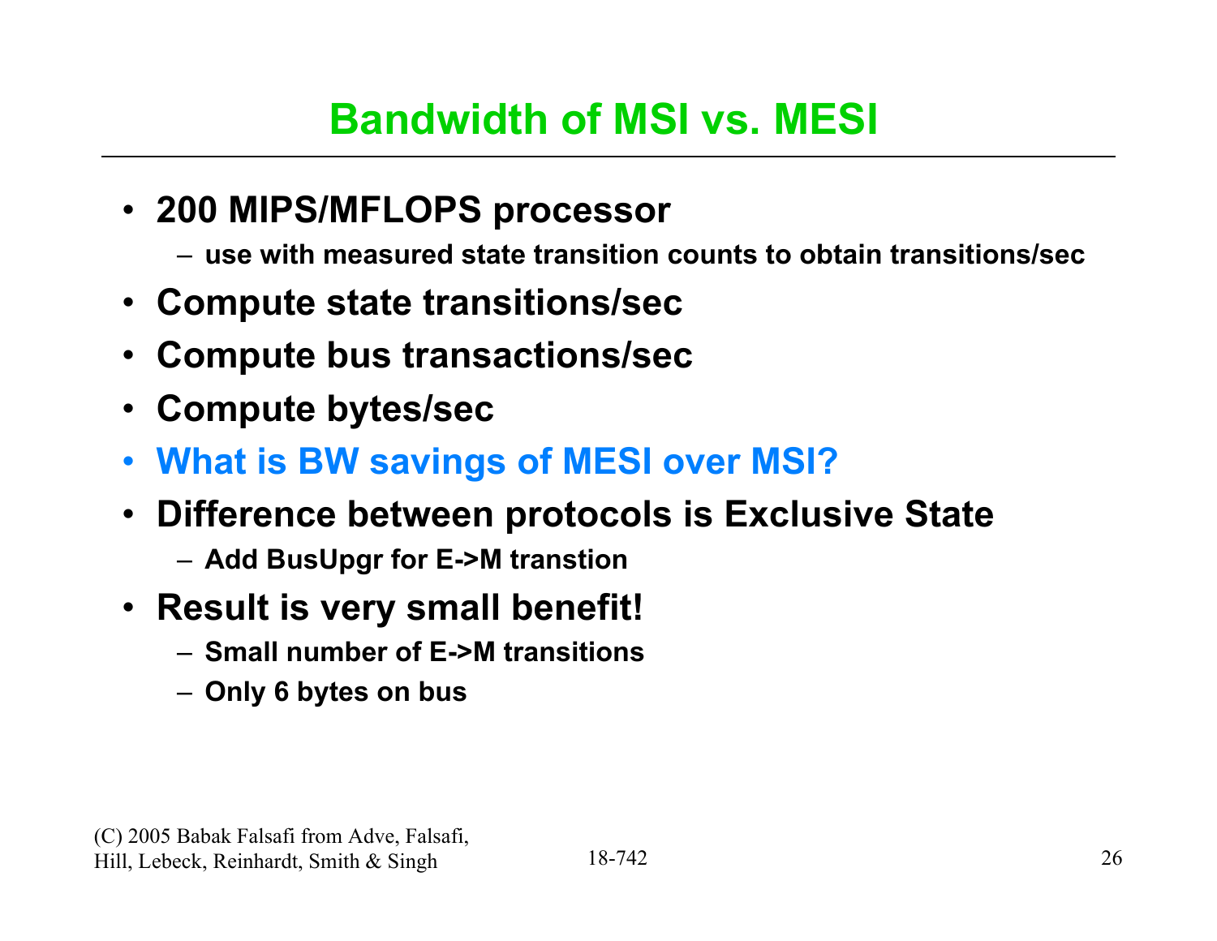# Bandwidth of MSI vs. MESI

- **200 MIPS/MFLOPS processor**
  - use with measured state transition counts to obtain transitions/sec
- **Compute state transitions/sec**
- **Compute bus transactions/sec**
- **Compute bytes/sec**
- **What is BW savings of MESI over MSI?**
- **Difference between protocols is Exclusive State**
  - Add BusUpgr for E->M transtion
- **Result is very small benefit!**
  - Small number of E->M transitions
  - Only 6 bytes on bus

(C) 2005 Babak Falsafi from Adve, Falsafi, Hill, Lebeck, Reinhardt, Smith & Singh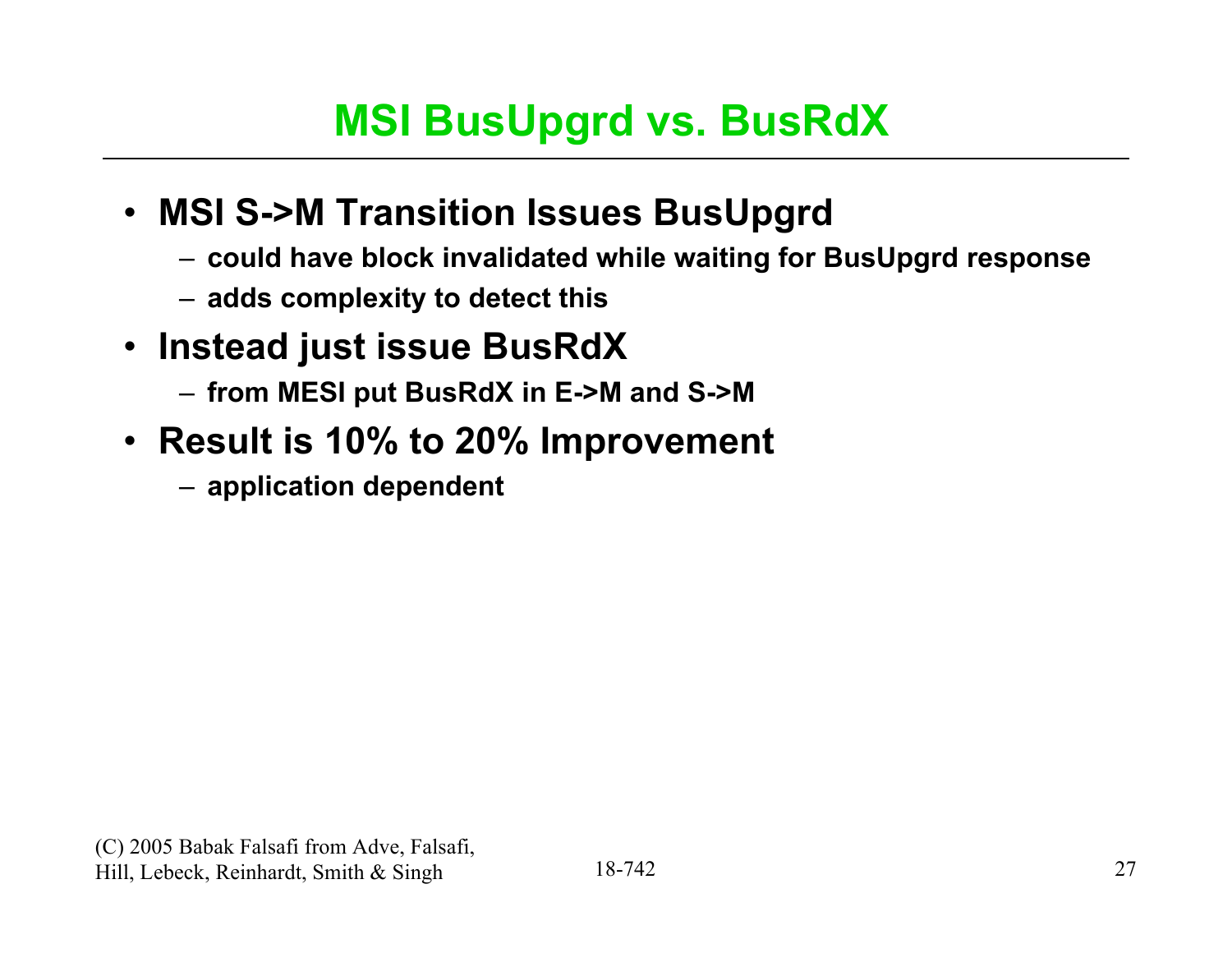# MSI BusUpgrd vs. BusRdX

- **MSI S->M Transition Issues BusUpgrd**
  - **could have block invalidated while waiting for BusUpgrd response**
  - **adds complexity to detect this**
- **Instead just issue BusRdX**
  - **from MESI put BusRdX in E->M and S->M**
- **Result is 10% to 20% Improvement**
  - **application dependent**

(C) 2005 Babak Falsafi from Adve, Falsafi, Hill, Lebeck, Reinhardt, Smith & Singh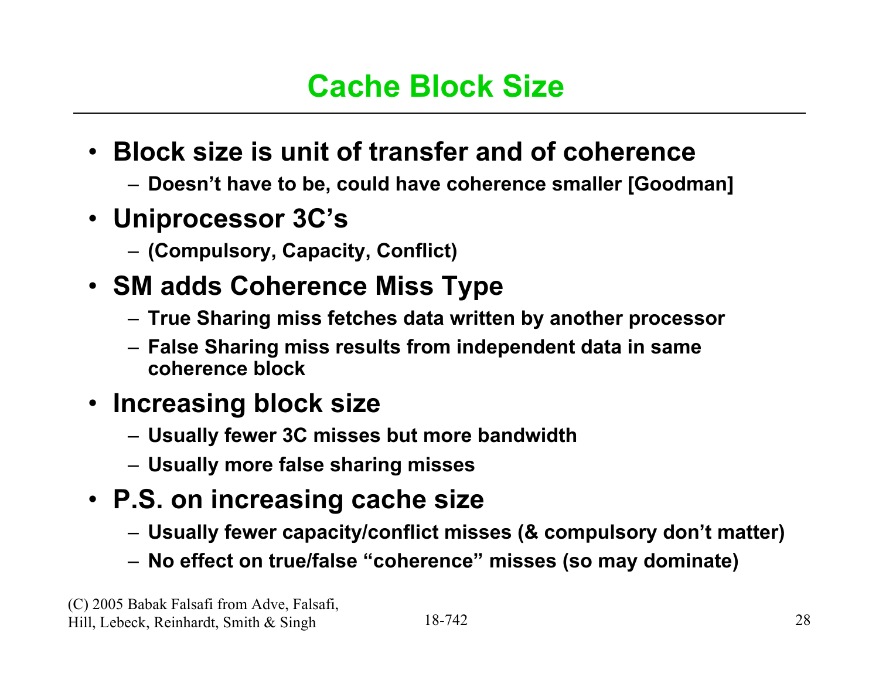# Cache Block Size

- **Block size is unit of transfer and of coherence**
  - **Doesn't have to be, could have coherence smaller [Goodman]**
- **Uniprocessor 3C's**
  - **(Compulsory, Capacity, Conflict)**
- **SM adds Coherence Miss Type**
  - **True Sharing miss fetches data written by another processor**
  - **False Sharing miss results from independent data in same coherence block**
- **Increasing block size**
  - **Usually fewer 3C misses but more bandwidth**
  - **Usually more false sharing misses**
- **P.S. on increasing cache size**
  - **Usually fewer capacity/conflict misses (& compulsory don't matter)**
  - **No effect on true/false "coherence" misses (so may dominate)**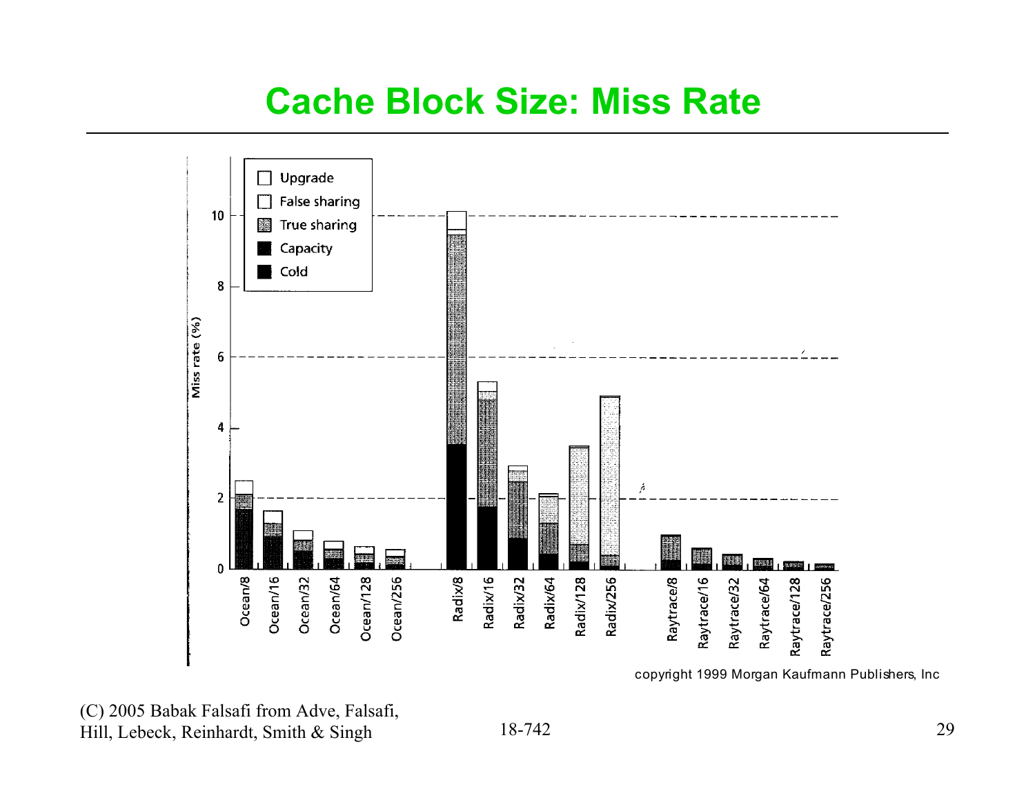# Cache Block Size: Miss Rate

Upgrade
False sharing
True sharing
Capacity
Cold

Miss rate (%)

0, 2, 4, 6, 8, 10

Ocean/8, Ocean/16, Ocean/32, Ocean/64, Ocean/128, Ocean/256, Radix/8, Radix/16, Radix/32, Radix/64, Radix/128, Radix/256, Raytrace/8, Raytrace/16, Raytrace/32, Raytrace/64, Raytrace/128, Raytrace/256

copyright 1999 Morgan Kaufmann Publishers, Inc

(C) 2005 Babak Falsafi from Adve, Falsafi, Hill, Lebeck, Reinhardt, Smith & Singh

18-742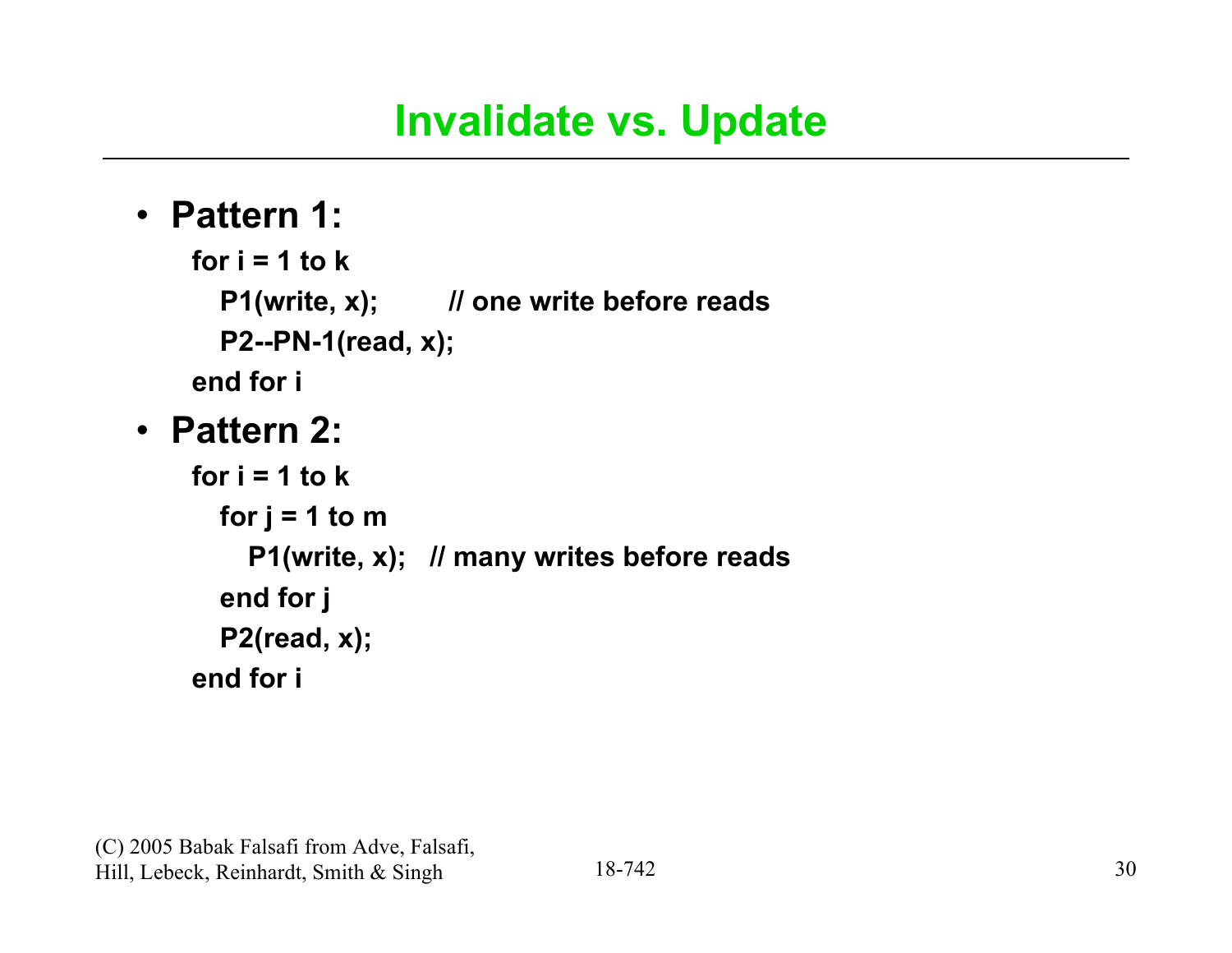# Invalidate vs. Update

- **Pattern 1:**

```
for i = 1 to k
  P1(write, x);        // one write before reads
  P2--PN-1(read, x);
end for i
```

- **Pattern 2:**

```
for i = 1 to k
  for j = 1 to m
    P1(write, x);   // many writes before reads
  end for j
  P2(read, x);
end for i
```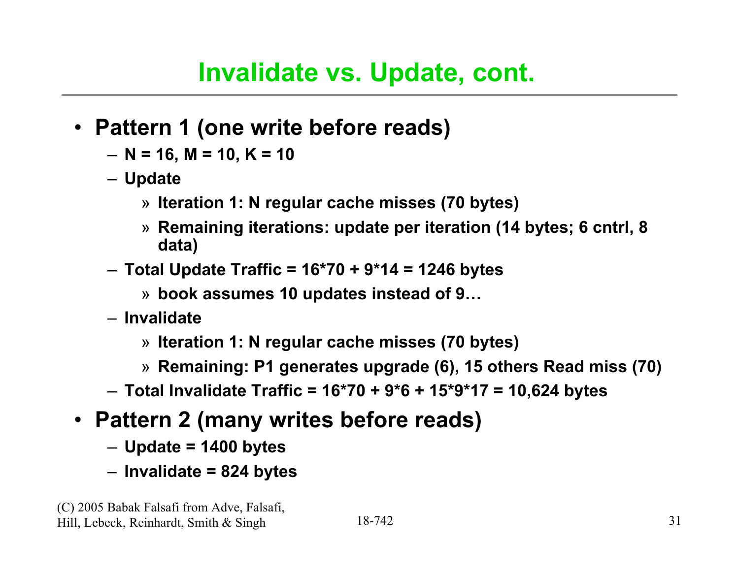# Invalidate vs. Update, cont.

- **Pattern 1 (one write before reads)**
  - **N = 16, M = 10, K = 10**
  - **Update**
    - » **Iteration 1: N regular cache misses (70 bytes)**
    - » **Remaining iterations: update per iteration (14 bytes; 6 cntrl, 8 data)**
  - **Total Update Traffic = 16*70 + 9*14 = 1246 bytes**
    - » **book assumes 10 updates instead of 9…**
  - **Invalidate**
    - » **Iteration 1: N regular cache misses (70 bytes)**
    - » **Remaining: P1 generates upgrade (6), 15 others Read miss (70)**
  - **Total Invalidate Traffic = 16*70 + 9*6 + 15*9*17 = 10,624 bytes**
- **Pattern 2 (many writes before reads)**
  - **Update = 1400 bytes**
  - **Invalidate = 824 bytes**

(C) 2005 Babak Falsafi from Adve, Falsafi, Hill, Lebeck, Reinhardt, Smith & Singh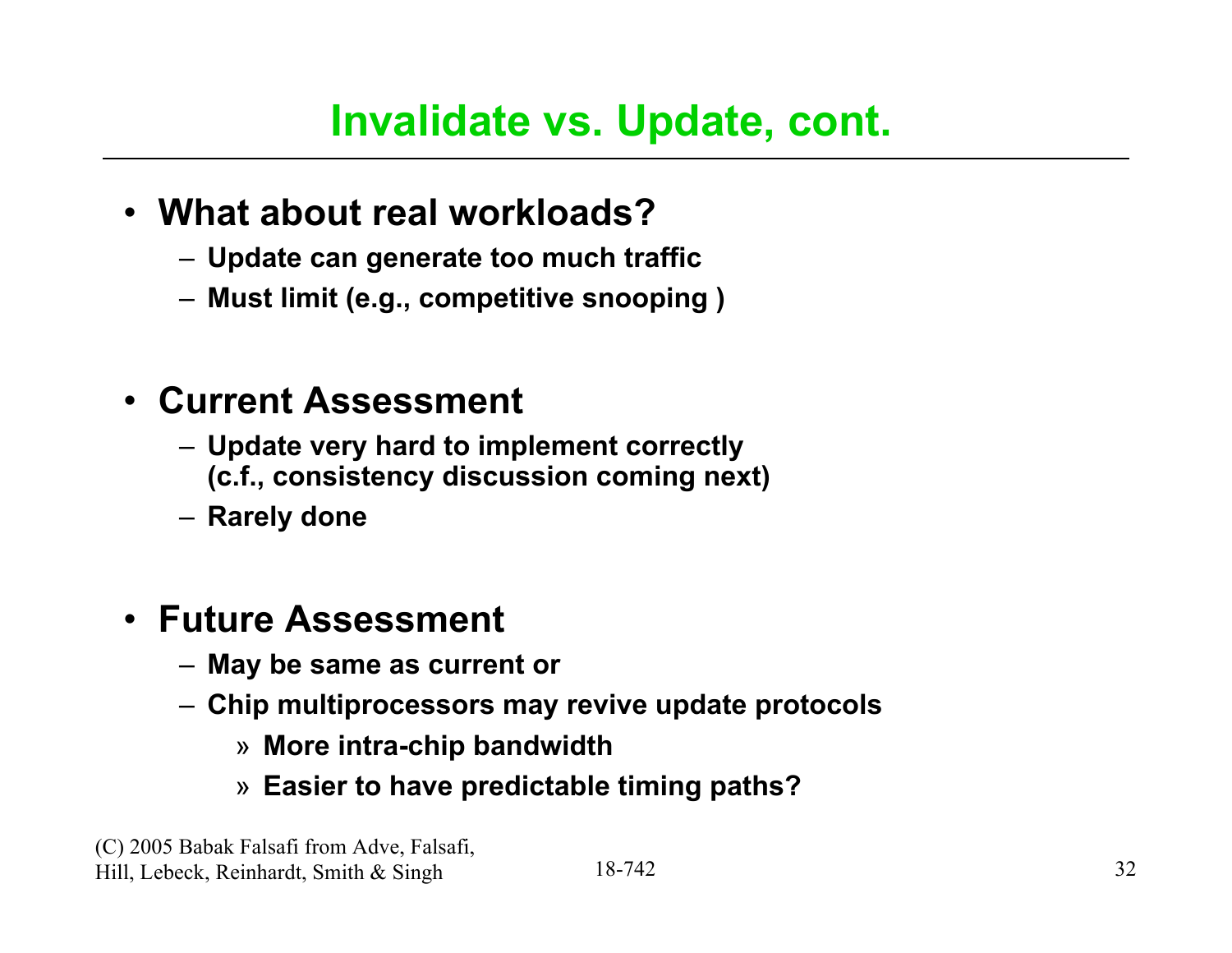# Invalidate vs. Update, cont.

- **What about real workloads?**
  - **Update can generate too much traffic**
  - **Must limit (e.g., competitive snooping )**

- **Current Assessment**
  - **Update very hard to implement correctly (c.f., consistency discussion coming next)**
  - **Rarely done**

- **Future Assessment**
  - **May be same as current or**
  - **Chip multiprocessors may revive update protocols**
    - » **More intra-chip bandwidth**
    - » **Easier to have predictable timing paths?**

(C) 2005 Babak Falsafi from Adve, Falsafi, Hill, Lebeck, Reinhardt, Smith & Singh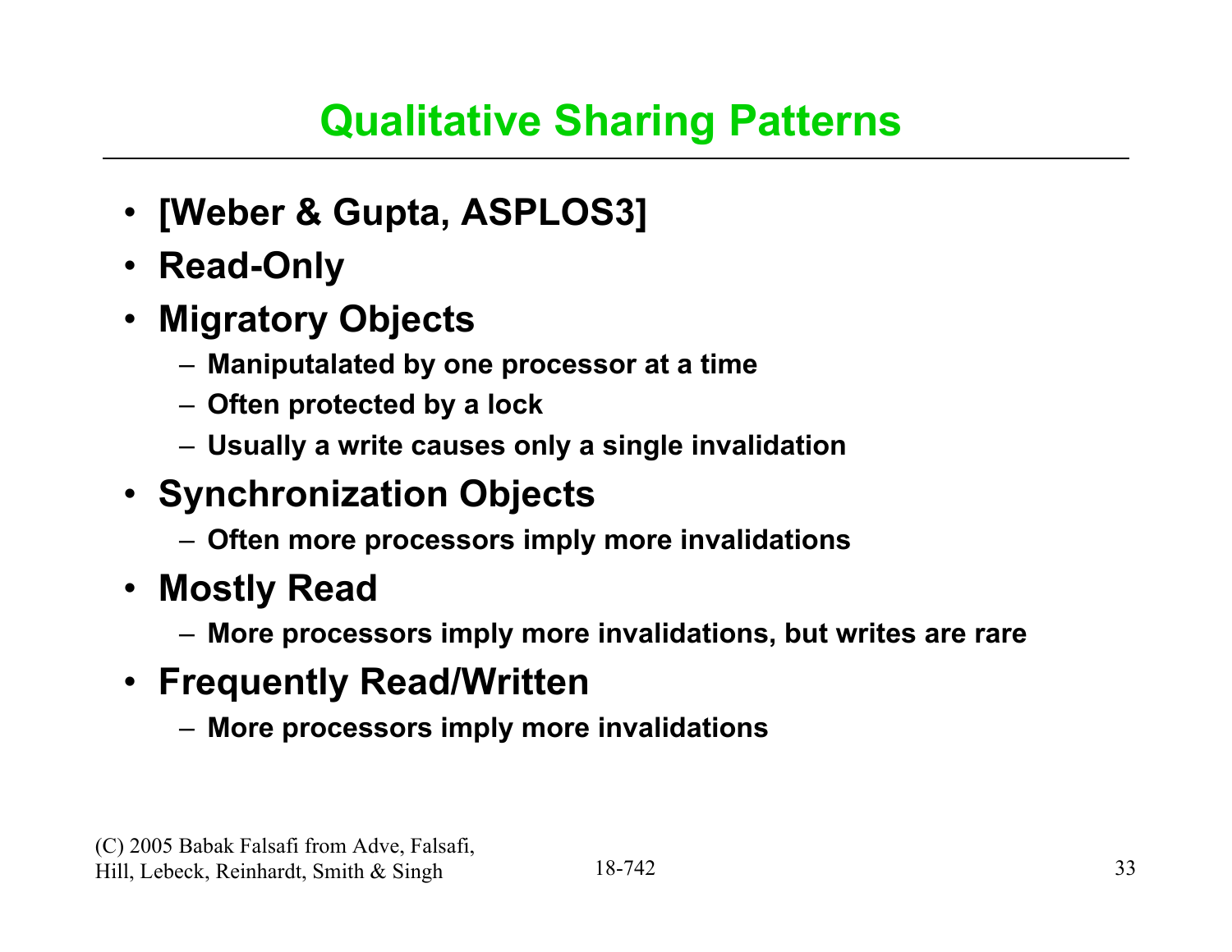# Qualitative Sharing Patterns

- [Weber & Gupta, ASPLOS3]
- Read-Only
- Migratory Objects
  - Maniputalated by one processor at a time
  - Often protected by a lock
  - Usually a write causes only a single invalidation
- Synchronization Objects
  - Often more processors imply more invalidations
- Mostly Read
  - More processors imply more invalidations, but writes are rare
- Frequently Read/Written
  - More processors imply more invalidations